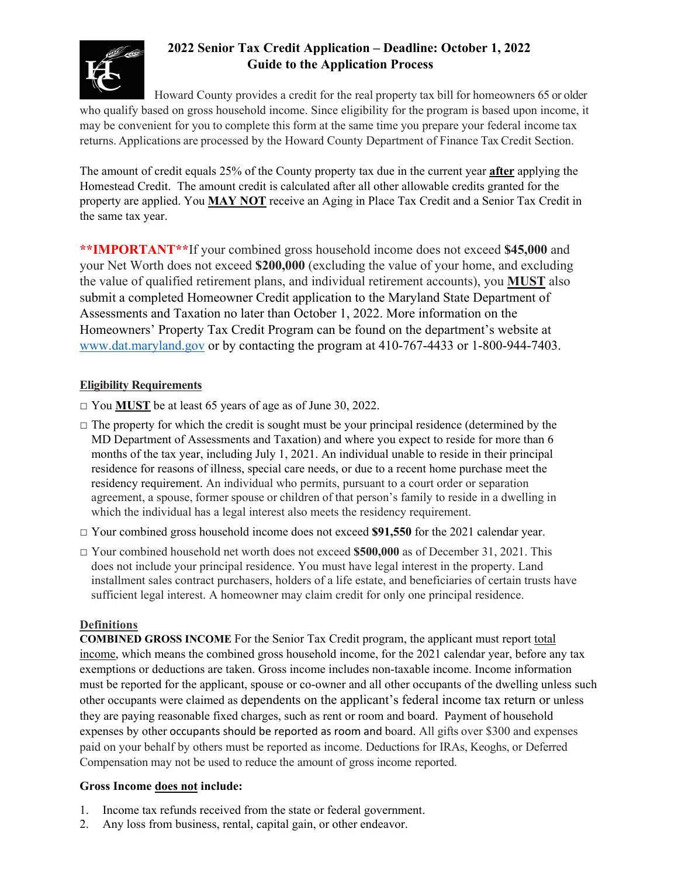# 2022 Senior Tax Credit Application – Deadline: October 1, 2022

## Guide to the Application Process

Howard County provides a credit for the real property tax bill for homeowners 65 or older who qualify based on gross household income. Since eligibility for the program is based upon income, it may be convenient for you to complete this form at the same time you prepare your federal income tax returns. Applications are processed by the Howard County Department of Finance Tax Credit Section.

The amount of credit equals 25% of the County property tax due in the current year **after** applying the Homestead Credit. The amount credit is calculated after all other allowable credits granted for the property are applied. You **MAY NOT** receive an Aging in Place Tax Credit and a Senior Tax Credit in the same tax year.

****IMPORTANT****If your combined gross household income does not exceed **$45,000** and your Net Worth does not exceed **$200,000** (excluding the value of your home, and excluding the value of qualified retirement plans, and individual retirement accounts), you **MUST** also submit a completed Homeowner Credit application to the Maryland State Department of Assessments and Taxation no later than October 1, 2022. More information on the Homeowners' Property Tax Credit Program can be found on the department's website at www.dat.maryland.gov or by contacting the program at 410-767-4433 or 1-800-944-7403.

### Eligibility Requirements

- □ You **MUST** be at least 65 years of age as of June 30, 2022.
- □ The property for which the credit is sought must be your principal residence (determined by the MD Department of Assessments and Taxation) and where you expect to reside for more than 6 months of the tax year, including July 1, 2021. An individual unable to reside in their principal residence for reasons of illness, special care needs, or due to a recent home purchase meet the residency requirement. An individual who permits, pursuant to a court order or separation agreement, a spouse, former spouse or children of that person's family to reside in a dwelling in which the individual has a legal interest also meets the residency requirement.
- □ Your combined gross household income does not exceed **$91,550** for the 2021 calendar year.
- □ Your combined household net worth does not exceed **$500,000** as of December 31, 2021. This does not include your principal residence. You must have legal interest in the property. Land installment sales contract purchasers, holders of a life estate, and beneficiaries of certain trusts have sufficient legal interest. A homeowner may claim credit for only one principal residence.

### Definitions

**COMBINED GROSS INCOME** For the Senior Tax Credit program, the applicant must report total income, which means the combined gross household income, for the 2021 calendar year, before any tax exemptions or deductions are taken. Gross income includes non-taxable income. Income information must be reported for the applicant, spouse or co-owner and all other occupants of the dwelling unless such other occupants were claimed as dependents on the applicant's federal income tax return or unless they are paying reasonable fixed charges, such as rent or room and board. Payment of household expenses by other occupants should be reported as room and board. All gifts over $300 and expenses paid on your behalf by others must be reported as income. Deductions for IRAs, Keoghs, or Deferred Compensation may not be used to reduce the amount of gross income reported.

**Gross Income does not include:**

1. Income tax refunds received from the state or federal government.
2. Any loss from business, rental, capital gain, or other endeavor.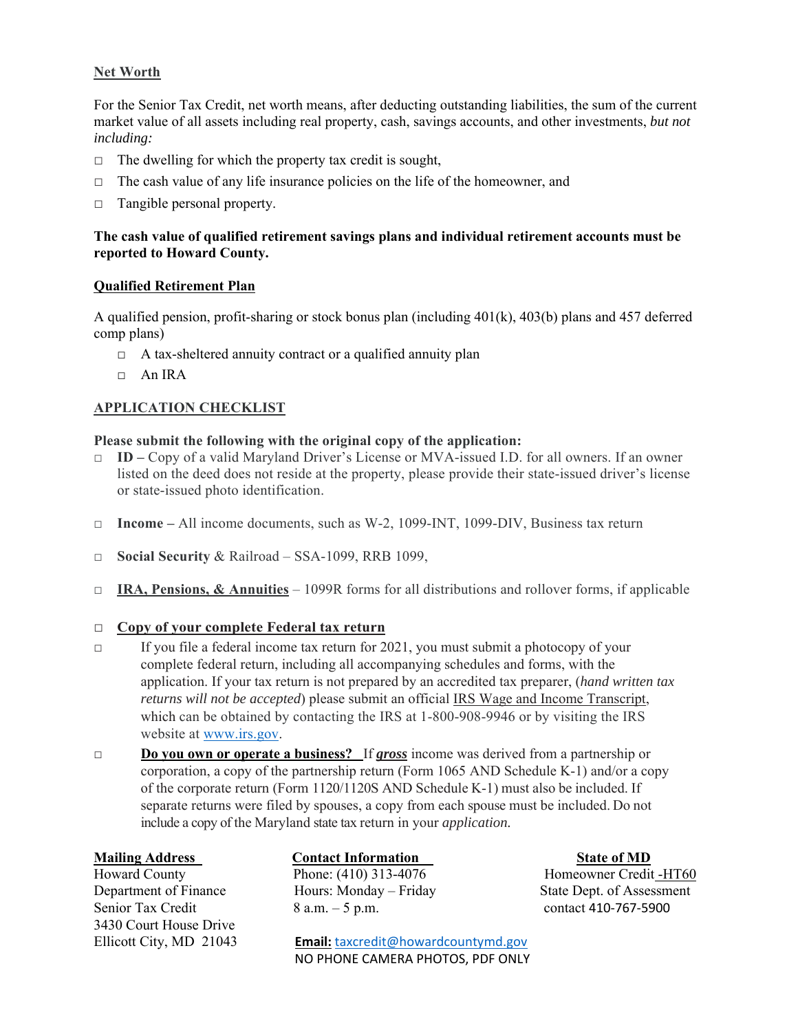## Net Worth

For the Senior Tax Credit, net worth means, after deducting outstanding liabilities, the sum of the current market value of all assets including real property, cash, savings accounts, and other investments, *but not including:*

- ☐ The dwelling for which the property tax credit is sought,
- ☐ The cash value of any life insurance policies on the life of the homeowner, and
- ☐ Tangible personal property.

**The cash value of qualified retirement savings plans and individual retirement accounts must be reported to Howard County.**

## Qualified Retirement Plan

A qualified pension, profit-sharing or stock bonus plan (including 401(k), 403(b) plans and 457 deferred comp plans)

- ☐ A tax-sheltered annuity contract or a qualified annuity plan
- ☐ An IRA

## APPLICATION CHECKLIST

**Please submit the following with the original copy of the application:**

- ☐ **ID –** Copy of a valid Maryland Driver's License or MVA-issued I.D. for all owners. If an owner listed on the deed does not reside at the property, please provide their state-issued driver's license or state-issued photo identification.
- ☐ **Income –** All income documents, such as W-2, 1099-INT, 1099-DIV, Business tax return
- ☐ **Social Security** & Railroad – SSA-1099, RRB 1099,
- ☐ **IRA, Pensions, & Annuities** – 1099R forms for all distributions and rollover forms, if applicable
- ☐ **Copy of your complete Federal tax return**
- ☐ If you file a federal income tax return for 2021, you must submit a photocopy of your complete federal return, including all accompanying schedules and forms, with the application. If your tax return is not prepared by an accredited tax preparer, (*hand written tax returns will not be accepted*) please submit an official IRS Wage and Income Transcript, which can be obtained by contacting the IRS at 1-800-908-9946 or by visiting the IRS website at www.irs.gov.
- ☐ **Do you own or operate a business?** If ***gross*** income was derived from a partnership or corporation, a copy of the partnership return (Form 1065 AND Schedule K-1) and/or a copy of the corporate return (Form 1120/1120S AND Schedule K-1) must also be included. If separate returns were filed by spouses, a copy from each spouse must be included. Do not include a copy of the Maryland state tax return in your *application.*

**Mailing Address**
Howard County
Department of Finance
Senior Tax Credit
3430 Court House Drive
Ellicott City, MD 21043

**Contact Information**
Phone: (410) 313-4076
Hours: Monday – Friday
8 a.m. – 5 p.m.

**Email:** taxcredit@howardcountymd.gov
NO PHONE CAMERA PHOTOS, PDF ONLY

**State of MD**
Homeowner Credit -HT60
State Dept. of Assessment
contact 410-767-5900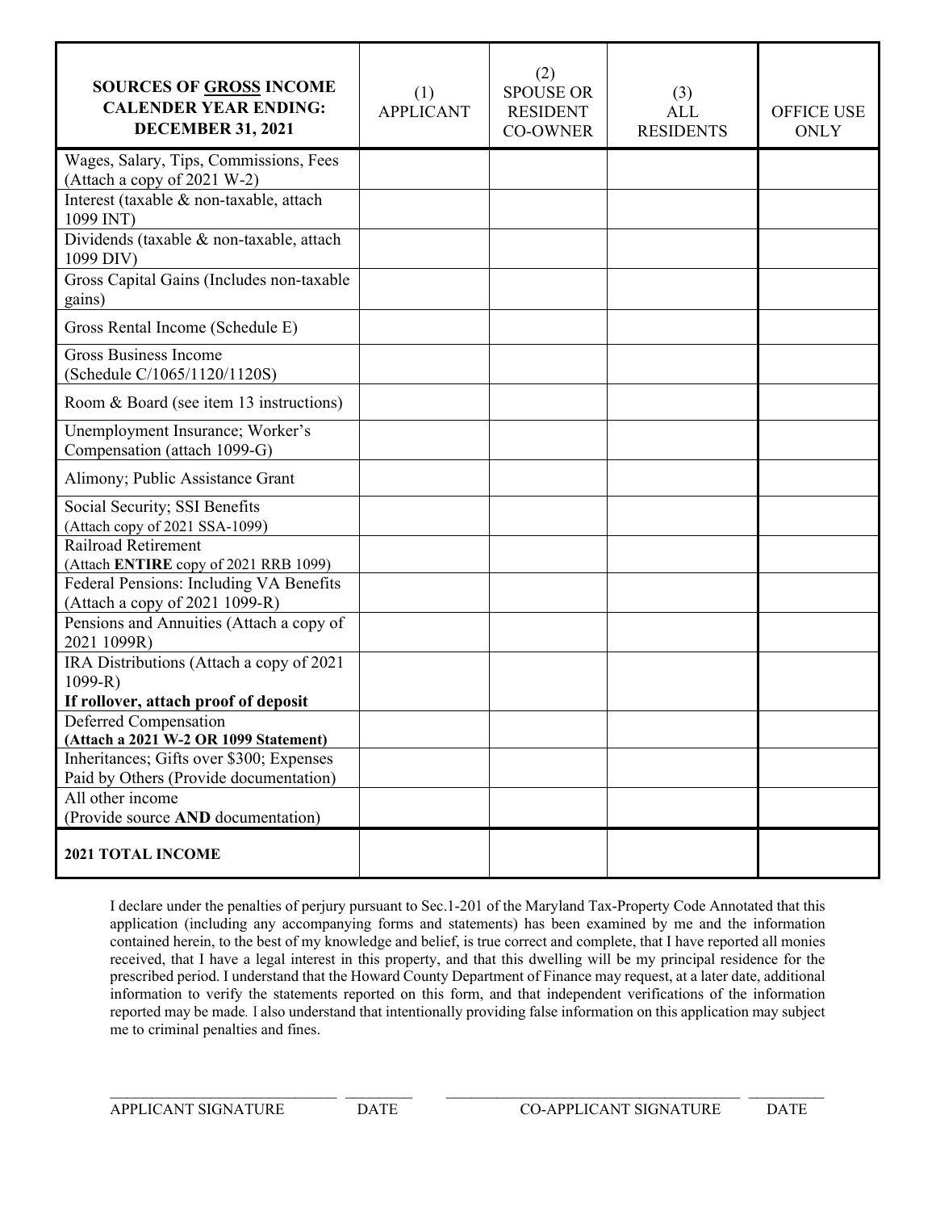| SOURCES OF GROSS INCOME CALENDER YEAR ENDING: DECEMBER 31, 2021 | (1) APPLICANT | (2) SPOUSE OR RESIDENT CO-OWNER | (3) ALL RESIDENTS | OFFICE USE ONLY |
|---|---|---|---|---|
| Wages, Salary, Tips, Commissions, Fees (Attach a copy of 2021 W-2) | | | | |
| Interest (taxable & non-taxable, attach 1099 INT) | | | | |
| Dividends (taxable & non-taxable, attach 1099 DIV) | | | | |
| Gross Capital Gains (Includes non-taxable gains) | | | | |
| Gross Rental Income (Schedule E) | | | | |
| Gross Business Income (Schedule C/1065/1120/1120S) | | | | |
| Room & Board (see item 13 instructions) | | | | |
| Unemployment Insurance; Worker's Compensation (attach 1099-G) | | | | |
| Alimony; Public Assistance Grant | | | | |
| Social Security; SSI Benefits (Attach copy of 2021 SSA-1099) | | | | |
| Railroad Retirement (Attach **ENTIRE** copy of 2021 RRB 1099) | | | | |
| Federal Pensions: Including VA Benefits (Attach a copy of 2021 1099-R) | | | | |
| Pensions and Annuities (Attach a copy of 2021 1099R) | | | | |
| IRA Distributions (Attach a copy of 2021 1099-R) **If rollover, attach proof of deposit** | | | | |
| Deferred Compensation **(Attach a 2021 W-2 OR 1099 Statement)** | | | | |
| Inheritances; Gifts over $300; Expenses Paid by Others (Provide documentation) | | | | |
| All other income (Provide source **AND** documentation) | | | | |
| **2021 TOTAL INCOME** | | | | |

I declare under the penalties of perjury pursuant to Sec.1-201 of the Maryland Tax-Property Code Annotated that this application (including any accompanying forms and statements) has been examined by me and the information contained herein, to the best of my knowledge and belief, is true correct and complete, that I have reported all monies received, that I have a legal interest in this property, and that this dwelling will be my principal residence for the prescribed period. I understand that the Howard County Department of Finance may request, at a later date, additional information to verify the statements reported on this form, and that independent verifications of the information reported may be made. I also understand that intentionally providing false information on this application may subject me to criminal penalties and fines.

\_\_\_\_\_\_\_\_\_\_\_\_\_\_\_\_\_\_\_\_\_\_\_\_\_\_\_\_\_\_ \_\_\_\_\_\_\_\_\_ \_\_\_\_\_\_\_\_\_\_\_\_\_\_\_\_\_\_\_\_\_\_\_\_\_\_\_\_\_\_\_\_\_\_\_\_\_\_ \_\_\_\_\_\_\_\_\_\_

APPLICANT SIGNATURE DATE CO-APPLICANT SIGNATURE DATE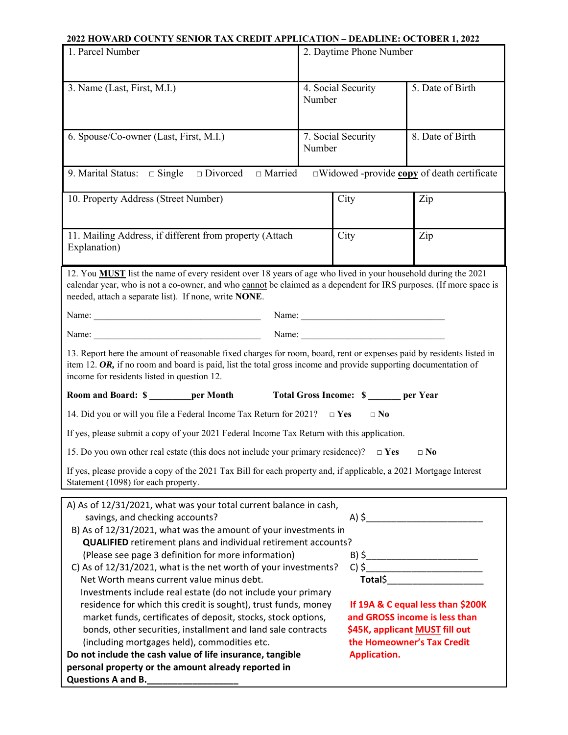**2022 HOWARD COUNTY SENIOR TAX CREDIT APPLICATION – DEADLINE: OCTOBER 1, 2022**

| | | |
|---|---|---|
| 1. Parcel Number | 2. Daytime Phone Number | |
| 3. Name (Last, First, M.I.) | 4. Social Security Number | 5. Date of Birth |
| 6. Spouse/Co-owner (Last, First, M.I.) | 7. Social Security Number | 8. Date of Birth |

9. Marital Status: □ Single □ Divorced □ Married □Widowed -provide **copy** of death certificate

| | | |
|---|---|---|
| 10. Property Address (Street Number) | City | Zip |
| 11. Mailing Address, if different from property (Attach Explanation) | City | Zip |

12. You **MUST** list the name of every resident over 18 years of age who lived in your household during the 2021 calendar year, who is not a co-owner, and who cannot be claimed as a dependent for IRS purposes. (If more space is needed, attach a separate list). If none, write **NONE**.

Name: ____________________________________ Name: ________________________________

Name: ____________________________________ Name: ________________________________

13. Report here the amount of reasonable fixed charges for room, board, rent or expenses paid by residents listed in item 12. ***OR,*** if no room and board is paid, list the total gross income and provide supporting documentation of income for residents listed in question 12.

**Room and Board: $ _________per Month** **Total Gross Income: $ _______ per Year**

14. Did you or will you file a Federal Income Tax Return for 2021? □ **Yes** □ **No**

If yes, please submit a copy of your 2021 Federal Income Tax Return with this application.

15. Do you own other real estate (this does not include your primary residence)? □ **Yes** □ **No**

If yes, please provide a copy of the 2021 Tax Bill for each property and, if applicable, a 2021 Mortgage Interest Statement (1098) for each property.

A) As of 12/31/2021, what was your total current balance in cash, savings, and checking accounts? A) $________________________

B) As of 12/31/2021, what was the amount of your investments in **QUALIFIED** retirement plans and individual retirement accounts? (Please see page 3 definition for more information) B) $_______________________

C) As of 12/31/2021, what is the net worth of your investments? C) $________________________

Net Worth means current value minus debt. **Total**$____________________

Investments include real estate (do not include your primary residence for which this credit is sought), trust funds, money market funds, certificates of deposit, stocks, stock options, bonds, other securities, installment and land sale contracts (including mortgages held), commodities etc.

**Do not include the cash value of life insurance, tangible personal property or the amount already reported in Questions A and B.___________________**

**If 19A & C equal less than $200K and GROSS income is less than $45K, applicant MUST fill out the Homeowner's Tax Credit Application.**